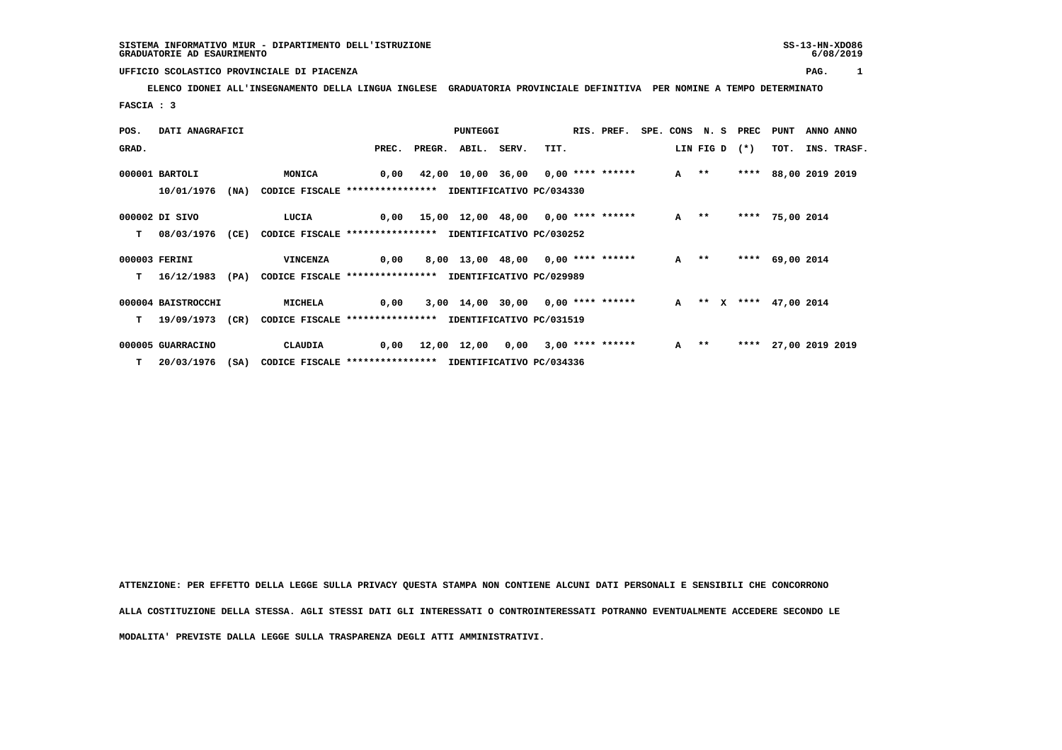SISTEMA INFORMATIVO MIUR - DIPARTIMENTO DELL'ISTRUZIONE
GRADUATORIE AD ESAURIMENTO

UFFICIO SCOLASTICO PROVINCIALE DI PIACENZA

**ELENCO IDONEI ALL'INSEGNAMENTO DELLA LINGUA INGLESE GRADUATORIA PROVINCIALE DEFINITIVA PER NOMINE A TEMPO DETERMINATO**

FASCIA : 3

| POS. GRAD. | DATI ANAGRAFICI | | PUNTEGGI PREC. | PREGR. | ABIL. | SERV. | TIT. | RIS. PREF. | SPE. CONS | LIN | N. S FIG D | PREC (*) | PUNT TOT. | ANNO INS. | ANNO TRASF. |
|---|---|---|---|---|---|---|---|---|---|---|---|---|---|---|---|
| 000001 | BARTOLI | MONICA | 0,00 | 42,00 | 10,00 | 36,00 | 0,00 | **** | ****** | A | ** | **** | 88,00 | 2019 | 2019 |
| | 10/01/1976 (NA) | CODICE FISCALE **************** IDENTIFICATIVO PC/034330 | | | | | | | | | | | | | |
| 000002 | DI SIVO | LUCIA | 0,00 | 15,00 | 12,00 | 48,00 | 0,00 | **** | ****** | A | ** | **** | 75,00 | 2014 | |
| T | 08/03/1976 (CE) | CODICE FISCALE **************** IDENTIFICATIVO PC/030252 | | | | | | | | | | | | | |
| 000003 | FERINI | VINCENZA | 0,00 | 8,00 | 13,00 | 48,00 | 0,00 | **** | ****** | A | ** | **** | 69,00 | 2014 | |
| T | 16/12/1983 (PA) | CODICE FISCALE **************** IDENTIFICATIVO PC/029989 | | | | | | | | | | | | | |
| 000004 | BAISTROCCHI | MICHELA | 0,00 | 3,00 | 14,00 | 30,00 | 0,00 | **** | ****** | A | ** X | **** | 47,00 | 2014 | |
| T | 19/09/1973 (CR) | CODICE FISCALE **************** IDENTIFICATIVO PC/031519 | | | | | | | | | | | | | |
| 000005 | GUARRACINO | CLAUDIA | 0,00 | 12,00 | 12,00 | 0,00 | 3,00 | **** | ****** | A | ** | **** | 27,00 | 2019 | 2019 |
| T | 20/03/1976 (SA) | CODICE FISCALE **************** IDENTIFICATIVO PC/034336 | | | | | | | | | | | | | |

ATTENZIONE: PER EFFETTO DELLA LEGGE SULLA PRIVACY QUESTA STAMPA NON CONTIENE ALCUNI DATI PERSONALI E SENSIBILI CHE CONCORRONO ALLA COSTITUZIONE DELLA STESSA. AGLI STESSI DATI GLI INTERESSATI O CONTROINTERESSATI POTRANNO EVENTUALMENTE ACCEDERE SECONDO LE MODALITA' PREVISTE DALLA LEGGE SULLA TRASPARENZA DEGLI ATTI AMMINISTRATIVI.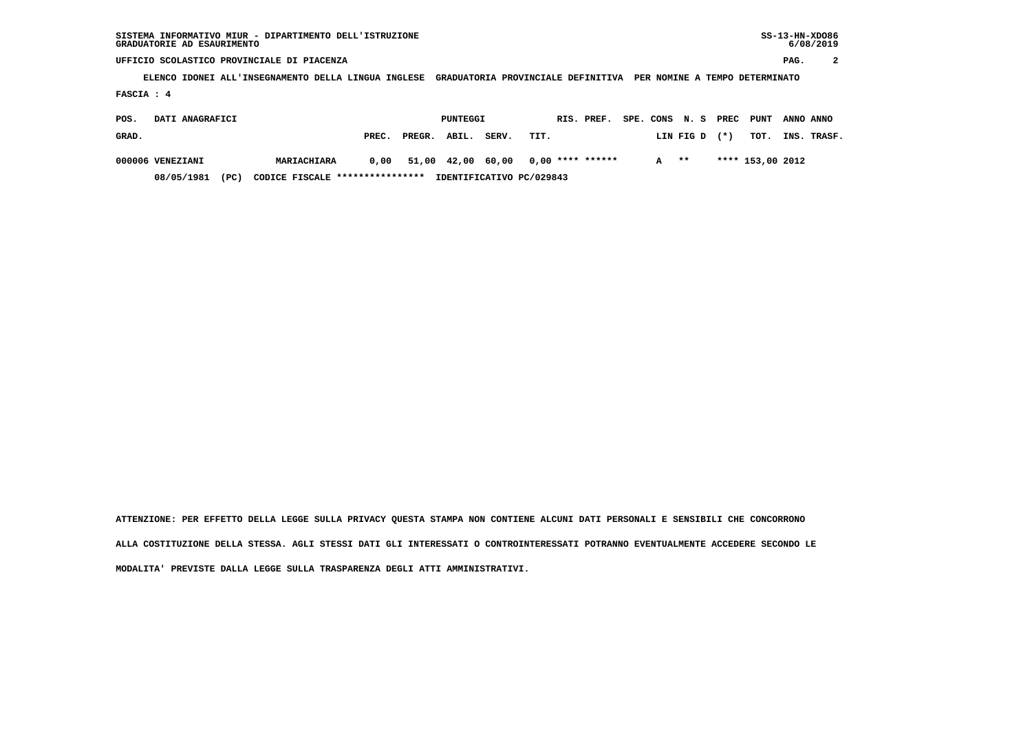SISTEMA INFORMATIVO MIUR - DIPARTIMENTO DELL'ISTRUZIONE
GRADUATORIE AD ESAURIMENTO

SS-13-HN-XDO86
6/08/2019

UFFICIO SCOLASTICO PROVINCIALE DI PIACENZA

ELENCO IDONEI ALL'INSEGNAMENTO DELLA LINGUA INGLESE GRADUATORIA PROVINCIALE DEFINITIVA PER NOMINE A TEMPO DETERMINATO

FASCIA : 4

| POS. GRAD. | DATI ANAGRAFICI | | PUNTEGGI PREC. | PREGR. | ABIL. | SERV. | TIT. | RIS. | PREF. | SPE. CONS LIN | N. S FIG D | PREC (*) | PUNT TOT. | ANNO INS. | ANNO TRASF. |
|---|---|---|---|---|---|---|---|---|---|---|---|---|---|---|---|
| 000006 | VENEZIANI | MARIACHIARA | 0,00 | 51,00 | 42,00 | 60,00 | 0,00 | **** | ****** | A | ** | **** | 153,00 | 2012 | |
| | 08/05/1981 (PC) | CODICE FISCALE **************** | IDENTIFICATIVO PC/029843 | | | | | | | | | | | | |

ATTENZIONE: PER EFFETTO DELLA LEGGE SULLA PRIVACY QUESTA STAMPA NON CONTIENE ALCUNI DATI PERSONALI E SENSIBILI CHE CONCORRONO ALLA COSTITUZIONE DELLA STESSA. AGLI STESSI DATI GLI INTERESSATI O CONTROINTERESSATI POTRANNO EVENTUALMENTE ACCEDERE SECONDO LE MODALITA' PREVISTE DALLA LEGGE SULLA TRASPARENZA DEGLI ATTI AMMINISTRATIVI.